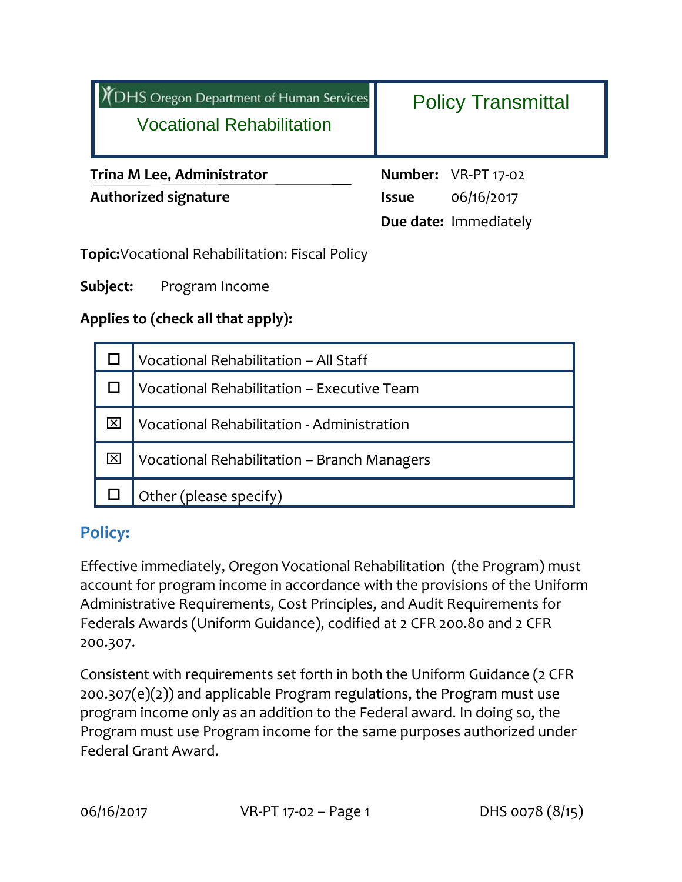| DHS Oregon Department of Human Services<br>Vocational Rehabilitation | Policy Transmittal |
|---|---|

**Trina M Lee, Administrator**
**Authorized signature**

**Number:** VR-PT 17-02
**Issue** 06/16/2017
**Due date:** Immediately

**Topic:** Vocational Rehabilitation: Fiscal Policy

**Subject:** Program Income

**Applies to (check all that apply):**

| | |
|---|---|
| ☐ | Vocational Rehabilitation – All Staff |
| ☐ | Vocational Rehabilitation – Executive Team |
| ☒ | Vocational Rehabilitation - Administration |
| ☒ | Vocational Rehabilitation – Branch Managers |
| ☐ | Other (please specify) |

## Policy:

Effective immediately, Oregon Vocational Rehabilitation (the Program) must account for program income in accordance with the provisions of the Uniform Administrative Requirements, Cost Principles, and Audit Requirements for Federals Awards (Uniform Guidance), codified at 2 CFR 200.80 and 2 CFR 200.307.

Consistent with requirements set forth in both the Uniform Guidance (2 CFR 200.307(e)(2)) and applicable Program regulations, the Program must use program income only as an addition to the Federal award. In doing so, the Program must use Program income for the same purposes authorized under Federal Grant Award.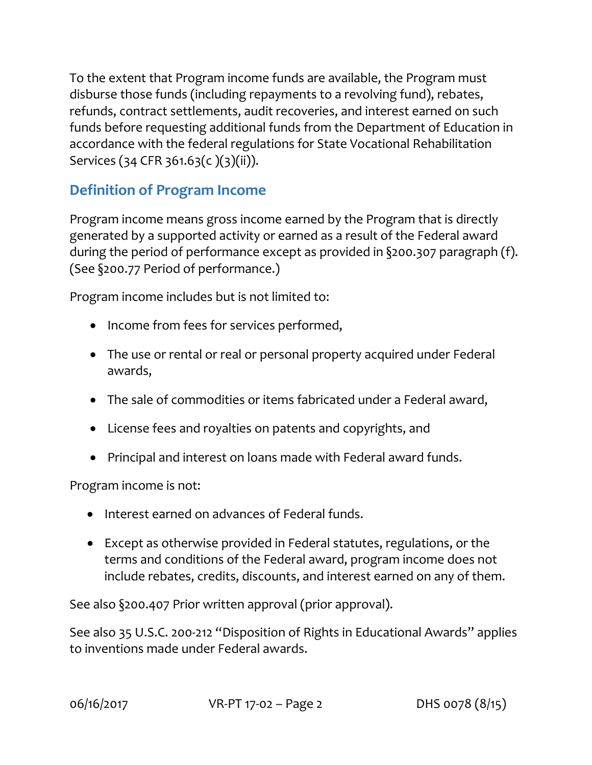To the extent that Program income funds are available, the Program must disburse those funds (including repayments to a revolving fund), rebates, refunds, contract settlements, audit recoveries, and interest earned on such funds before requesting additional funds from the Department of Education in accordance with the federal regulations for State Vocational Rehabilitation Services (34 CFR 361.63(c )(3)(ii)).

## Definition of Program Income

Program income means gross income earned by the Program that is directly generated by a supported activity or earned as a result of the Federal award during the period of performance except as provided in §200.307 paragraph (f). (See §200.77 Period of performance.)

Program income includes but is not limited to:

- Income from fees for services performed,
- The use or rental or real or personal property acquired under Federal awards,
- The sale of commodities or items fabricated under a Federal award,
- License fees and royalties on patents and copyrights, and
- Principal and interest on loans made with Federal award funds.

Program income is not:

- Interest earned on advances of Federal funds.
- Except as otherwise provided in Federal statutes, regulations, or the terms and conditions of the Federal award, program income does not include rebates, credits, discounts, and interest earned on any of them.

See also §200.407 Prior written approval (prior approval).

See also 35 U.S.C. 200-212 "Disposition of Rights in Educational Awards" applies to inventions made under Federal awards.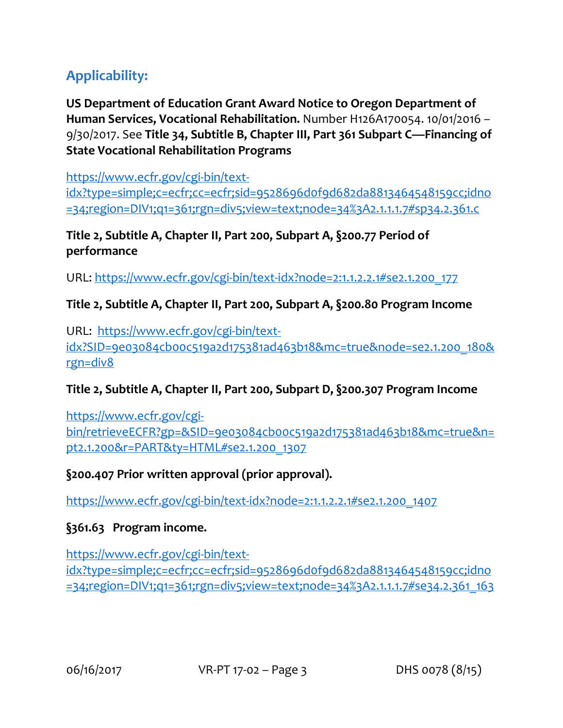## Applicability:

**US Department of Education Grant Award Notice to Oregon Department of Human Services, Vocational Rehabilitation.** Number H126A170054. 10/01/2016 – 9/30/2017. See **Title 34, Subtitle B, Chapter III, Part 361 Subpart C—Financing of State Vocational Rehabilitation Programs**

https://www.ecfr.gov/cgi-bin/text-idx?type=simple;c=ecfr;cc=ecfr;sid=9528696d0f9d682da8813464548159cc;idno=34;region=DIV1;q1=361;rgn=div5;view=text;node=34%3A2.1.1.1.7#sp34.2.361.c

**Title 2, Subtitle A, Chapter II, Part 200, Subpart A, §200.77 Period of performance**

URL: https://www.ecfr.gov/cgi-bin/text-idx?node=2:1.1.2.2.1#se2.1.200_177

**Title 2, Subtitle A, Chapter II, Part 200, Subpart A, §200.80 Program Income**

URL: https://www.ecfr.gov/cgi-bin/text-idx?SID=9e03084cb00c519a2d175381ad463b18&mc=true&node=se2.1.200_180&rgn=div8

**Title 2, Subtitle A, Chapter II, Part 200, Subpart D, §200.307 Program Income**

https://www.ecfr.gov/cgi-bin/retrieveECFR?gp=&SID=9e03084cb00c519a2d175381ad463b18&mc=true&n=pt2.1.200&r=PART&ty=HTML#se2.1.200_1307

**§200.407 Prior written approval (prior approval).**

https://www.ecfr.gov/cgi-bin/text-idx?node=2:1.1.2.2.1#se2.1.200_1407

**§361.63 Program income.**

https://www.ecfr.gov/cgi-bin/text-idx?type=simple;c=ecfr;cc=ecfr;sid=9528696d0f9d682da8813464548159cc;idno=34;region=DIV1;q1=361;rgn=div5;view=text;node=34%3A2.1.1.1.7#se34.2.361_163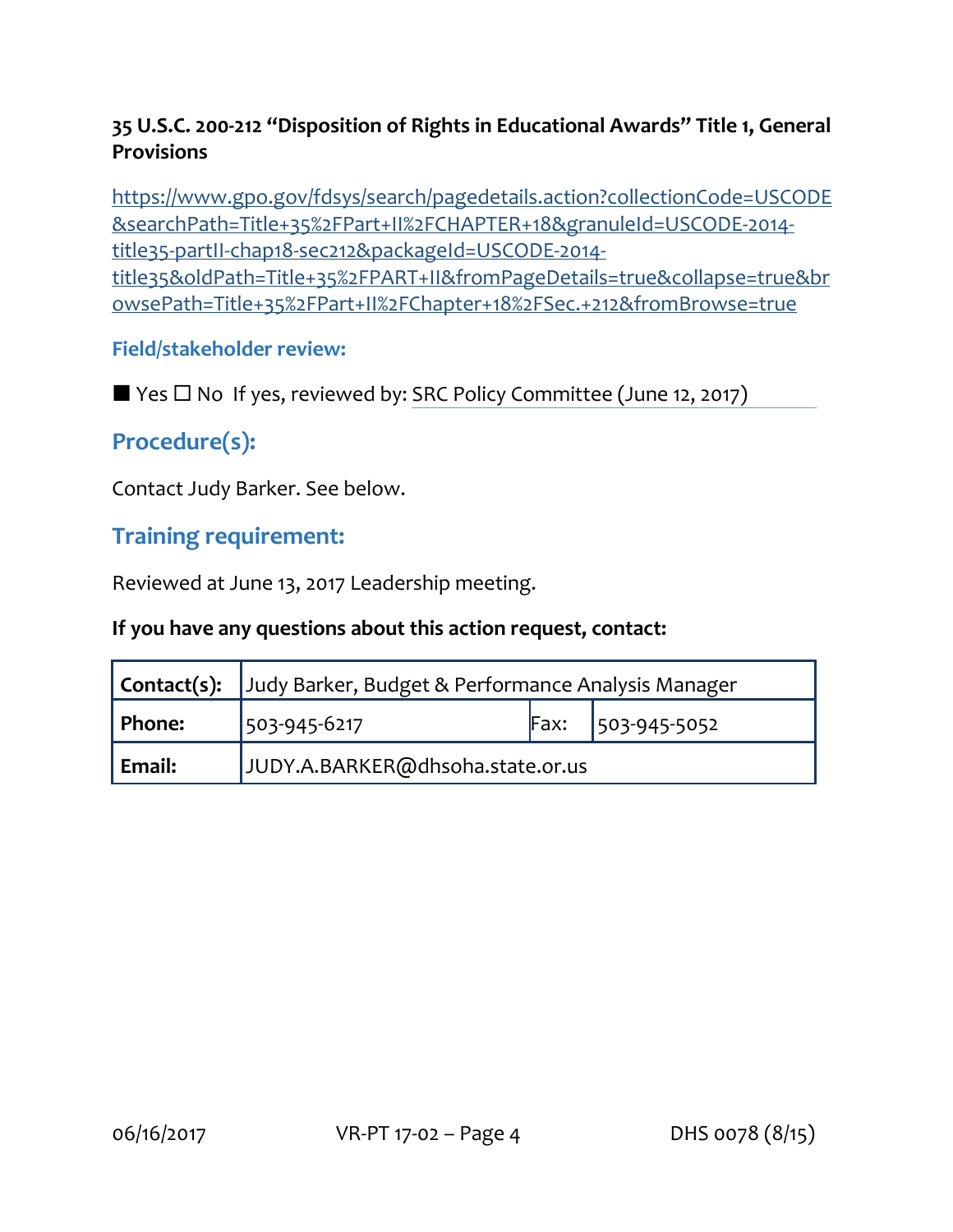**35 U.S.C. 200-212 "Disposition of Rights in Educational Awards" Title 1, General Provisions**

https://www.gpo.gov/fdsys/search/pagedetails.action?collectionCode=USCODE&searchPath=Title+35%2FPart+II%2FCHAPTER+18&granuleId=USCODE-2014-title35-partII-chap18-sec212&packageId=USCODE-2014-title35&oldPath=Title+35%2FPART+II&fromPageDetails=true&collapse=true&browsePath=Title+35%2FPart+II%2FChapter+18%2FSec.+212&fromBrowse=true

### Field/stakeholder review:

■ Yes ☐ No If yes, reviewed by: SRC Policy Committee (June 12, 2017)

## Procedure(s):

Contact Judy Barker. See below.

## Training requirement:

Reviewed at June 13, 2017 Leadership meeting.

**If you have any questions about this action request, contact:**

| | | | |
|---|---|---|---|
| **Contact(s):** | Judy Barker, Budget & Performance Analysis Manager | | |
| **Phone:** | 503-945-6217 | Fax: | 503-945-5052 |
| **Email:** | JUDY.A.BARKER@dhsoha.state.or.us | | |